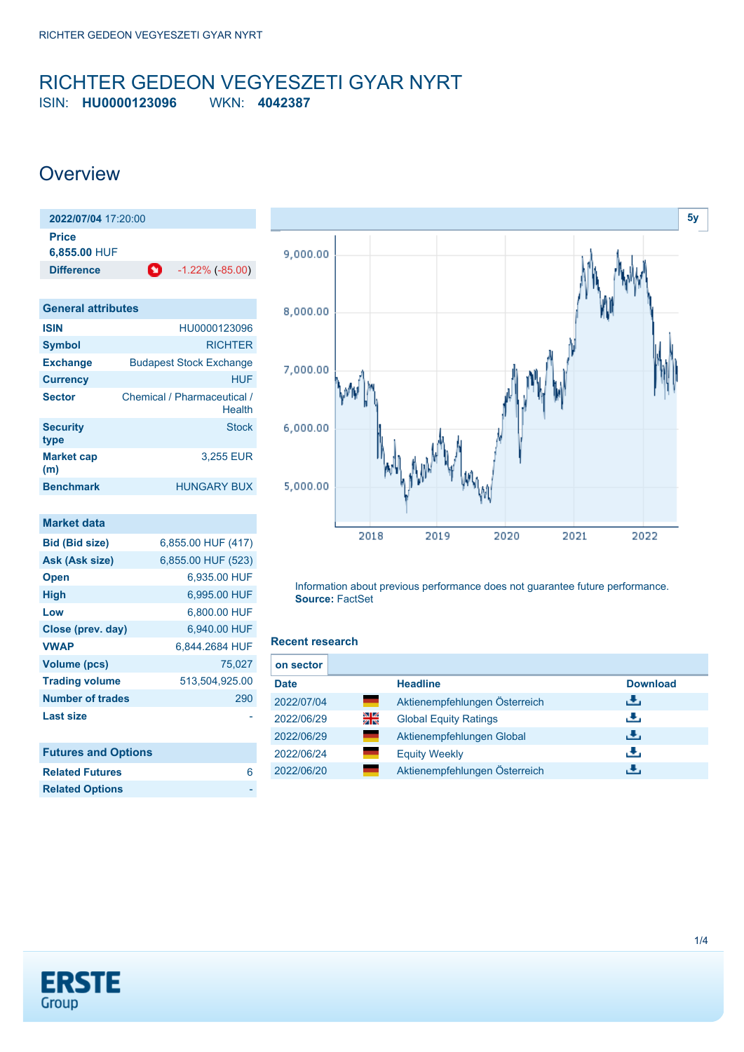# RICHTER GEDEON VEGYESZETI GYAR NYRT

ISIN: **HU0000123096** WKN: **4042387**

## Overview

| 2022/07/04 17:20:00 | |
|---|---|
| **Price** | |
| **6,855.00** HUF | |
| **Difference** | -1.22% (-85.00) |

| General attributes | |
|---|---|
| **ISIN** | HU0000123096 |
| **Symbol** | RICHTER |
| **Exchange** | Budapest Stock Exchange |
| **Currency** | HUF |
| **Sector** | Chemical / Pharmaceutical / Health |
| **Security type** | Stock |
| **Market cap (m)** | 3,255 EUR |
| **Benchmark** | HUNGARY BUX |

| Market data | |
|---|---|
| **Bid (Bid size)** | 6,855.00 HUF (417) |
| **Ask (Ask size)** | 6,855.00 HUF (523) |
| **Open** | 6,935.00 HUF |
| **High** | 6,995.00 HUF |
| **Low** | 6,800.00 HUF |
| **Close (prev. day)** | 6,940.00 HUF |
| **VWAP** | 6,844.2684 HUF |
| **Volume (pcs)** | 75,027 |
| **Trading volume** | 513,504,925.00 |
| **Number of trades** | 290 |
| **Last size** | - |

| Futures and Options | |
|---|---|
| **Related Futures** | 6 |
| **Related Options** | - |

5y

Information about previous performance does not guarantee future performance.
**Source:** FactSet

### Recent research

on sector

| Date | | Headline | Download |
|---|---|---|---|
| 2022/07/04 | | Aktienempfehlungen Österreich | |
| 2022/06/29 | | Global Equity Ratings | |
| 2022/06/29 | | Aktienempfehlungen Global | |
| 2022/06/24 | | Equity Weekly | |
| 2022/06/20 | | Aktienempfehlungen Österreich | |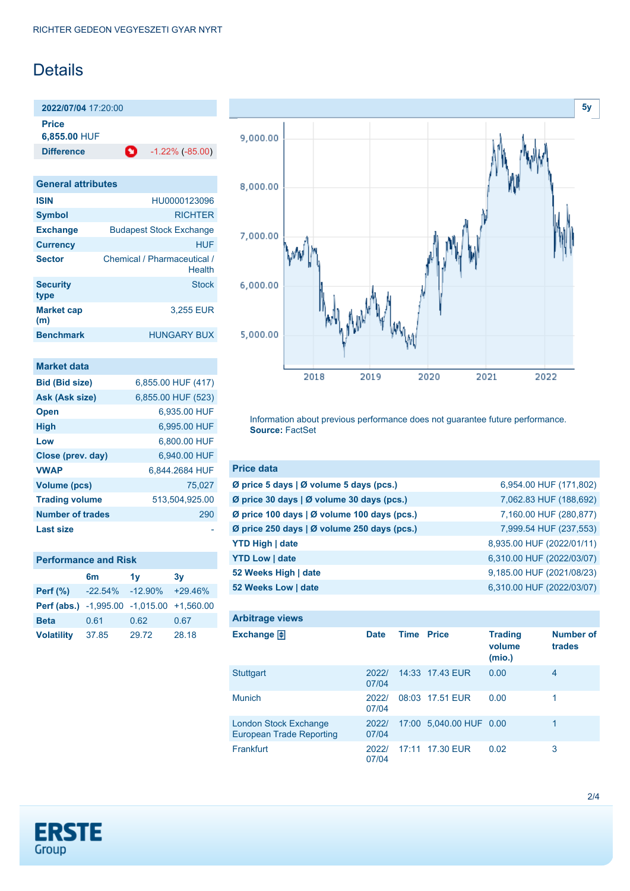# Details

**2022/07/04** 17:20:00

**Price**
**6,855.00** HUF

| **Difference** | -1.22% (-85.00) |
|---|---|

## General attributes

| | |
|---|---|
| **ISIN** | HU0000123096 |
| **Symbol** | RICHTER |
| **Exchange** | Budapest Stock Exchange |
| **Currency** | HUF |
| **Sector** | Chemical / Pharmaceutical / Health |
| **Security type** | Stock |
| **Market cap (m)** | 3,255 EUR |
| **Benchmark** | HUNGARY BUX |

## Market data

| | |
|---|---|
| **Bid (Bid size)** | 6,855.00 HUF (417) |
| **Ask (Ask size)** | 6,855.00 HUF (523) |
| **Open** | 6,935.00 HUF |
| **High** | 6,995.00 HUF |
| **Low** | 6,800.00 HUF |
| **Close (prev. day)** | 6,940.00 HUF |
| **VWAP** | 6,844.2684 HUF |
| **Volume (pcs)** | 75,027 |
| **Trading volume** | 513,504,925.00 |
| **Number of trades** | 290 |
| **Last size** | - |

## Performance and Risk

| | 6m | 1y | 3y |
|---|---|---|---|
| **Perf (%)** | -22.54% | -12.90% | +29.46% |
| **Perf (abs.)** | -1,995.00 | -1,015.00 | +1,560.00 |
| **Beta** | 0.61 | 0.62 | 0.67 |
| **Volatility** | 37.85 | 29.72 | 28.18 |

Information about previous performance does not guarantee future performance.
**Source:** FactSet

## Price data

| | |
|---|---|
| **Ø price 5 days \| Ø volume 5 days (pcs.)** | 6,954.00 HUF (171,802) |
| **Ø price 30 days \| Ø volume 30 days (pcs.)** | 7,062.83 HUF (188,692) |
| **Ø price 100 days \| Ø volume 100 days (pcs.)** | 7,160.00 HUF (280,877) |
| **Ø price 250 days \| Ø volume 250 days (pcs.)** | 7,999.54 HUF (237,553) |
| **YTD High \| date** | 8,935.00 HUF (2022/01/11) |
| **YTD Low \| date** | 6,310.00 HUF (2022/03/07) |
| **52 Weeks High \| date** | 9,185.00 HUF (2021/08/23) |
| **52 Weeks Low \| date** | 6,310.00 HUF (2022/03/07) |

## Arbitrage views

| Exchange | Date | Time | Price | Trading volume (mio.) | Number of trades |
|---|---|---|---|---|---|
| Stuttgart | 2022/07/04 | 14:33 | 17.43 EUR | 0.00 | 4 |
| Munich | 2022/07/04 | 08:03 | 17.51 EUR | 0.00 | 1 |
| London Stock Exchange European Trade Reporting | 2022/07/04 | 17:00 | 5,040.00 HUF | 0.00 | 1 |
| Frankfurt | 2022/07/04 | 17:11 | 17.30 EUR | 0.02 | 3 |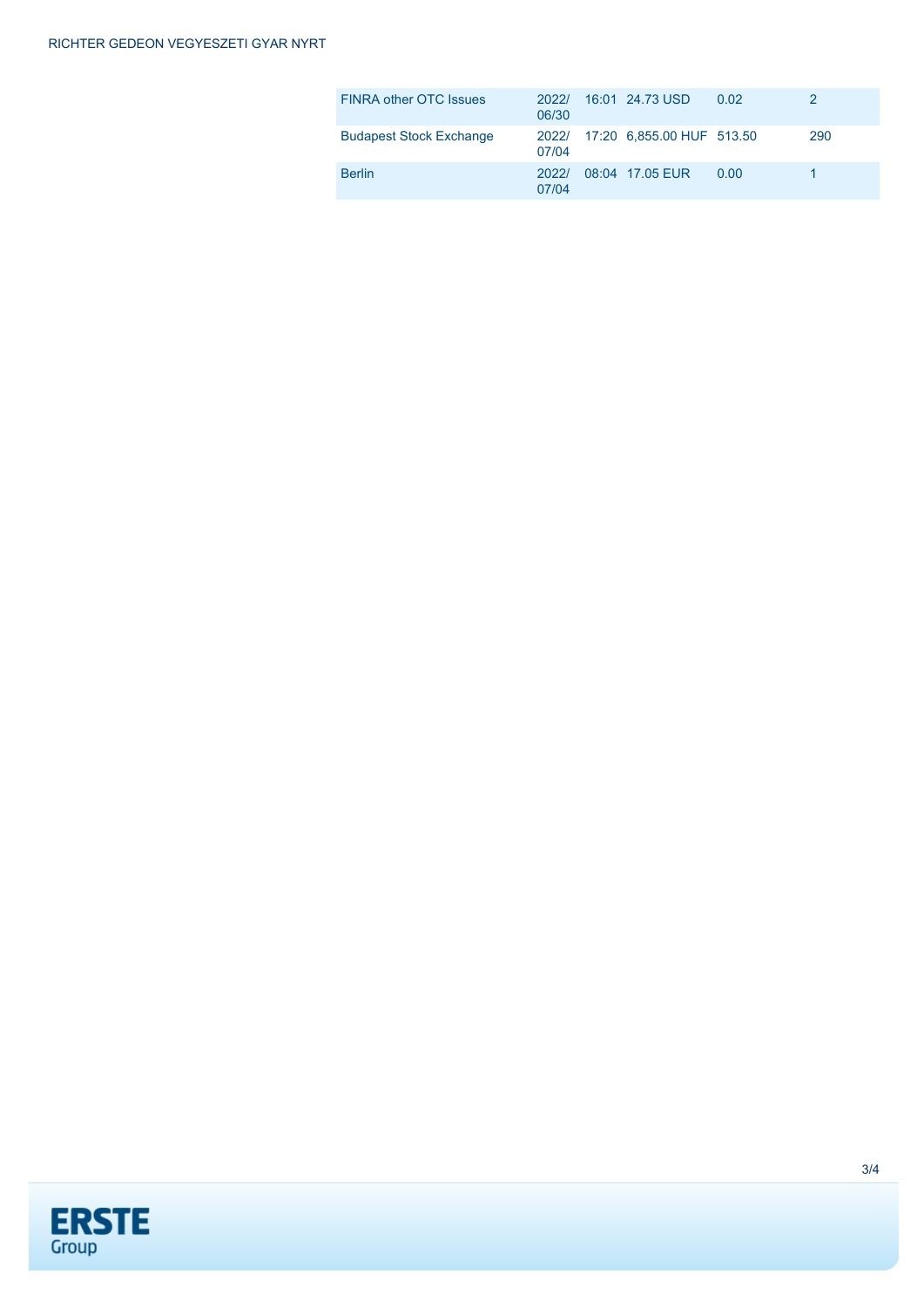| FINRA other OTC Issues | 2022/06/30 | 16:01 | 24.73 USD | 0.02 | 2 |
|---|---|---|---|---|---|
| Budapest Stock Exchange | 2022/07/04 | 17:20 | 6,855.00 HUF | 513.50 | 290 |
| Berlin | 2022/07/04 | 08:04 | 17.05 EUR | 0.00 | 1 |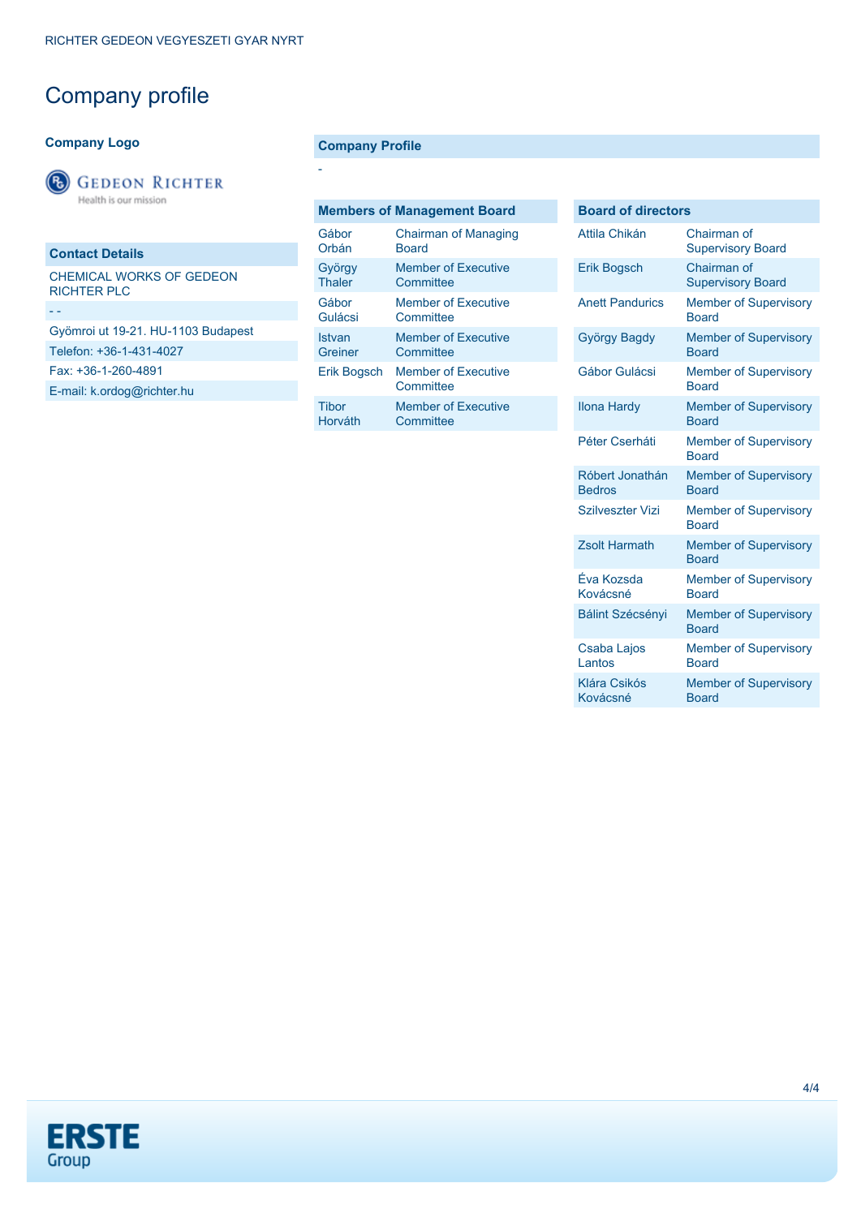# Company profile

### Company Logo

Gedeon Richter
Health is our mission

### Contact Details

| |
|---|
| CHEMICAL WORKS OF GEDEON RICHTER PLC |
| - - |
| Gyömroi ut 19-21. HU-1103 Budapest |
| Telefon: +36-1-431-4027 |
| Fax: +36-1-260-4891 |
| E-mail: k.ordog@richter.hu |

### Company Profile

-

### Members of Management Board

| | |
|---|---|
| Gábor Orbán | Chairman of Managing Board |
| György Thaler | Member of Executive Committee |
| Gábor Gulácsi | Member of Executive Committee |
| Istvan Greiner | Member of Executive Committee |
| Erik Bogsch | Member of Executive Committee |
| Tibor Horváth | Member of Executive Committee |

### Board of directors

| | |
|---|---|
| Attila Chikán | Chairman of Supervisory Board |
| Erik Bogsch | Chairman of Supervisory Board |
| Anett Pandurics | Member of Supervisory Board |
| György Bagdy | Member of Supervisory Board |
| Gábor Gulácsi | Member of Supervisory Board |
| Ilona Hardy | Member of Supervisory Board |
| Péter Cserháti | Member of Supervisory Board |
| Róbert Jonathán Bedros | Member of Supervisory Board |
| Szilveszter Vizi | Member of Supervisory Board |
| Zsolt Harmath | Member of Supervisory Board |
| Éva Kozsda Kovácsné | Member of Supervisory Board |
| Bálint Szécsényi | Member of Supervisory Board |
| Csaba Lajos Lantos | Member of Supervisory Board |
| Klára Csikós Kovácsné | Member of Supervisory Board |